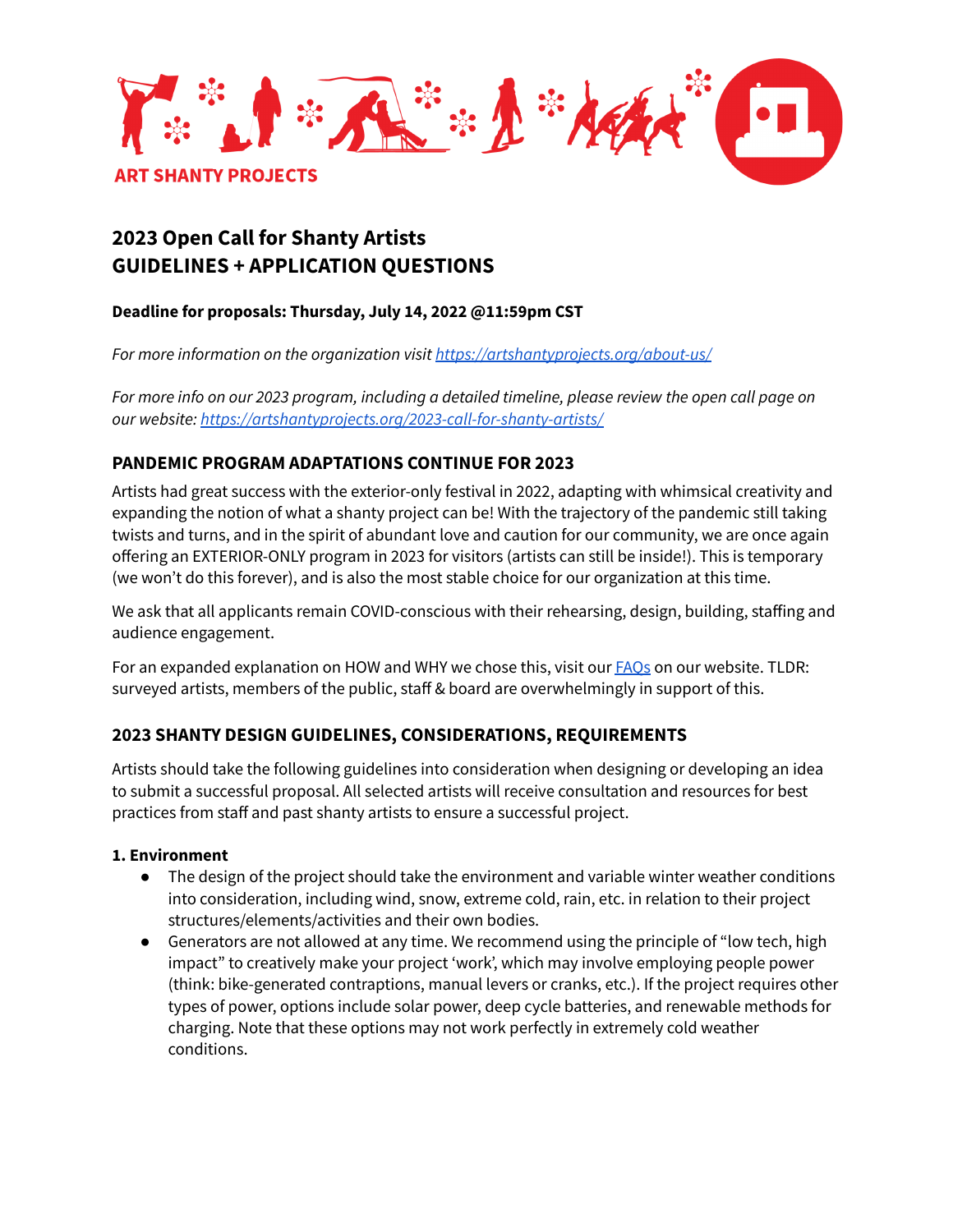ART SHANTY PROJECTS

# 2023 Open Call for Shanty Artists
# GUIDELINES + APPLICATION QUESTIONS

**Deadline for proposals: Thursday, July 14, 2022 @11:59pm CST**

*For more information on the organization visit [https://artshantyprojects.org/about-us/](https://artshantyprojects.org/about-us/)*

*For more info on our 2023 program, including a detailed timeline, please review the open call page on our website: [https://artshantyprojects.org/2023-call-for-shanty-artists/](https://artshantyprojects.org/2023-call-for-shanty-artists/)*

## PANDEMIC PROGRAM ADAPTATIONS CONTINUE FOR 2023

Artists had great success with the exterior-only festival in 2022, adapting with whimsical creativity and expanding the notion of what a shanty project can be! With the trajectory of the pandemic still taking twists and turns, and in the spirit of abundant love and caution for our community, we are once again offering an EXTERIOR-ONLY program in 2023 for visitors (artists can still be inside!). This is temporary (we won't do this forever), and is also the most stable choice for our organization at this time.

We ask that all applicants remain COVID-conscious with their rehearsing, design, building, staffing and audience engagement.

For an expanded explanation on HOW and WHY we chose this, visit our [FAQs](FAQs) on our website. TLDR: surveyed artists, members of the public, staff & board are overwhelmingly in support of this.

## 2023 SHANTY DESIGN GUIDELINES, CONSIDERATIONS, REQUIREMENTS

Artists should take the following guidelines into consideration when designing or developing an idea to submit a successful proposal. All selected artists will receive consultation and resources for best practices from staff and past shanty artists to ensure a successful project.

### 1. Environment

- The design of the project should take the environment and variable winter weather conditions into consideration, including wind, snow, extreme cold, rain, etc. in relation to their project structures/elements/activities and their own bodies.
- Generators are not allowed at any time. We recommend using the principle of "low tech, high impact" to creatively make your project 'work', which may involve employing people power (think: bike-generated contraptions, manual levers or cranks, etc.). If the project requires other types of power, options include solar power, deep cycle batteries, and renewable methods for charging. Note that these options may not work perfectly in extremely cold weather conditions.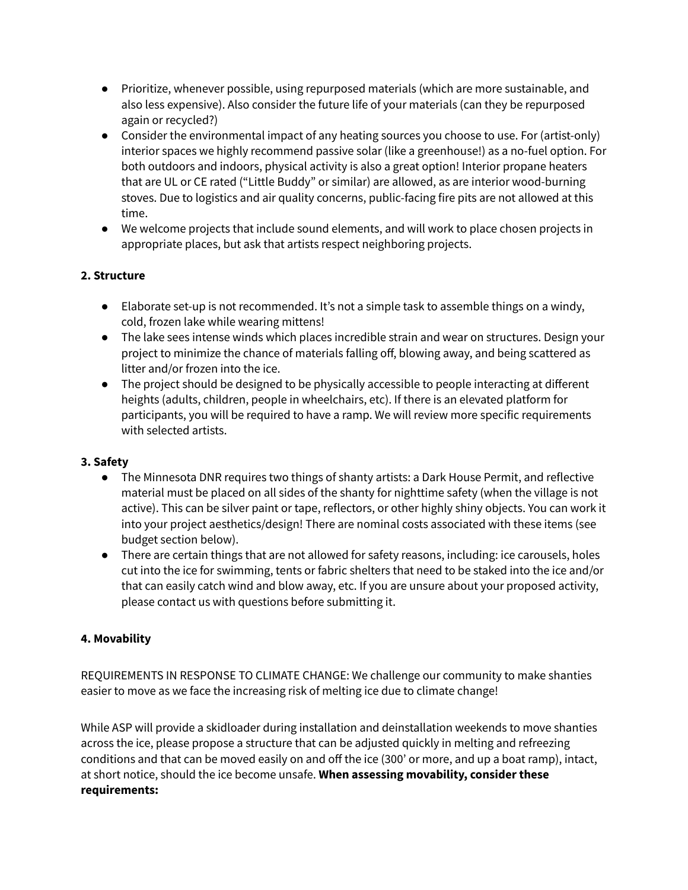- Prioritize, whenever possible, using repurposed materials (which are more sustainable, and also less expensive). Also consider the future life of your materials (can they be repurposed again or recycled?)
- Consider the environmental impact of any heating sources you choose to use. For (artist-only) interior spaces we highly recommend passive solar (like a greenhouse!) as a no-fuel option. For both outdoors and indoors, physical activity is also a great option! Interior propane heaters that are UL or CE rated ("Little Buddy" or similar) are allowed, as are interior wood-burning stoves. Due to logistics and air quality concerns, public-facing fire pits are not allowed at this time.
- We welcome projects that include sound elements, and will work to place chosen projects in appropriate places, but ask that artists respect neighboring projects.

**2. Structure**

- Elaborate set-up is not recommended. It's not a simple task to assemble things on a windy, cold, frozen lake while wearing mittens!
- The lake sees intense winds which places incredible strain and wear on structures. Design your project to minimize the chance of materials falling off, blowing away, and being scattered as litter and/or frozen into the ice.
- The project should be designed to be physically accessible to people interacting at different heights (adults, children, people in wheelchairs, etc). If there is an elevated platform for participants, you will be required to have a ramp. We will review more specific requirements with selected artists.

**3. Safety**

- The Minnesota DNR requires two things of shanty artists: a Dark House Permit, and reflective material must be placed on all sides of the shanty for nighttime safety (when the village is not active). This can be silver paint or tape, reflectors, or other highly shiny objects. You can work it into your project aesthetics/design! There are nominal costs associated with these items (see budget section below).
- There are certain things that are not allowed for safety reasons, including: ice carousels, holes cut into the ice for swimming, tents or fabric shelters that need to be staked into the ice and/or that can easily catch wind and blow away, etc. If you are unsure about your proposed activity, please contact us with questions before submitting it.

**4. Movability**

REQUIREMENTS IN RESPONSE TO CLIMATE CHANGE: We challenge our community to make shanties easier to move as we face the increasing risk of melting ice due to climate change!

While ASP will provide a skidloader during installation and deinstallation weekends to move shanties across the ice, please propose a structure that can be adjusted quickly in melting and refreezing conditions and that can be moved easily on and off the ice (300' or more, and up a boat ramp), intact, at short notice, should the ice become unsafe. **When assessing movability, consider these requirements:**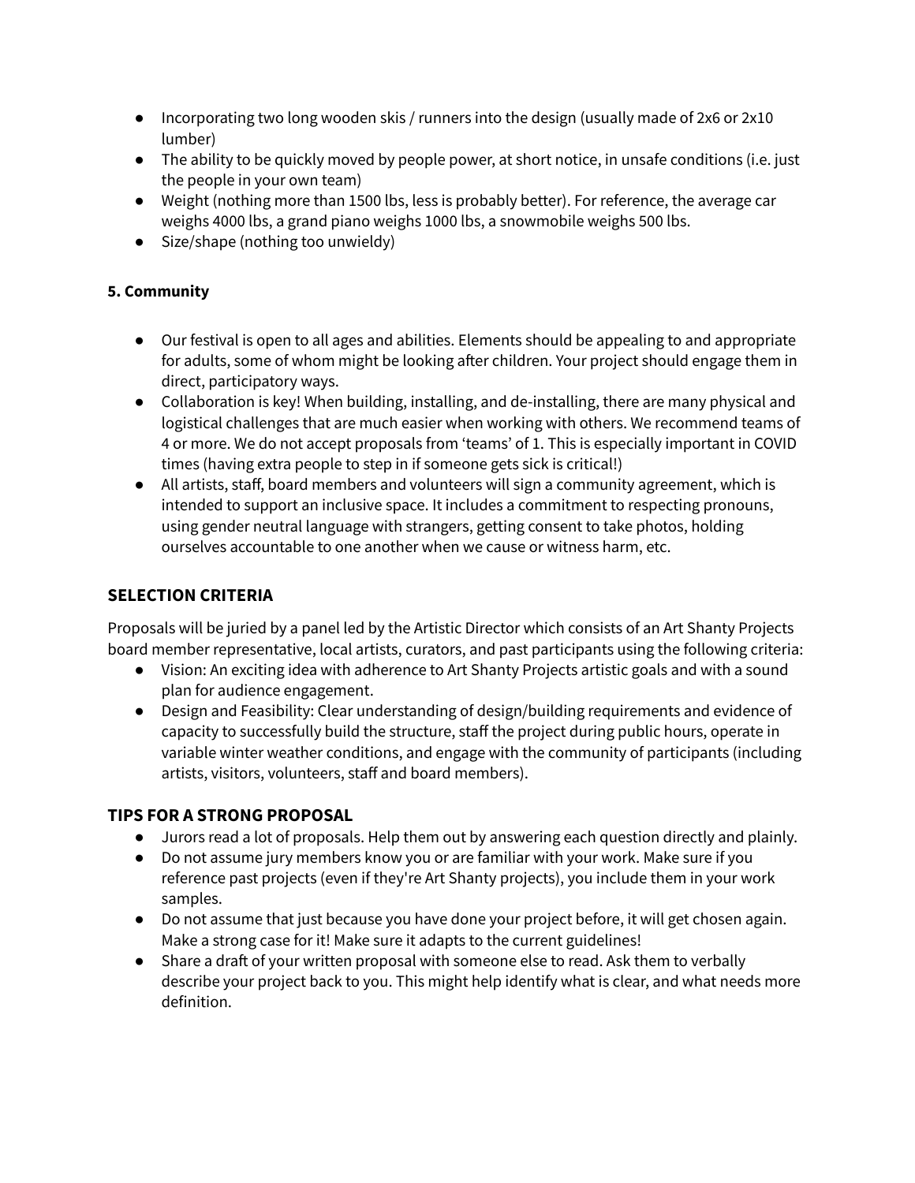- Incorporating two long wooden skis / runners into the design (usually made of 2x6 or 2x10 lumber)
- The ability to be quickly moved by people power, at short notice, in unsafe conditions (i.e. just the people in your own team)
- Weight (nothing more than 1500 lbs, less is probably better). For reference, the average car weighs 4000 lbs, a grand piano weighs 1000 lbs, a snowmobile weighs 500 lbs.
- Size/shape (nothing too unwieldy)

**5. Community**

- Our festival is open to all ages and abilities. Elements should be appealing to and appropriate for adults, some of whom might be looking after children. Your project should engage them in direct, participatory ways.
- Collaboration is key! When building, installing, and de-installing, there are many physical and logistical challenges that are much easier when working with others. We recommend teams of 4 or more. We do not accept proposals from 'teams' of 1. This is especially important in COVID times (having extra people to step in if someone gets sick is critical!)
- All artists, staff, board members and volunteers will sign a community agreement, which is intended to support an inclusive space. It includes a commitment to respecting pronouns, using gender neutral language with strangers, getting consent to take photos, holding ourselves accountable to one another when we cause or witness harm, etc.

## SELECTION CRITERIA

Proposals will be juried by a panel led by the Artistic Director which consists of an Art Shanty Projects board member representative, local artists, curators, and past participants using the following criteria:

- Vision: An exciting idea with adherence to Art Shanty Projects artistic goals and with a sound plan for audience engagement.
- Design and Feasibility: Clear understanding of design/building requirements and evidence of capacity to successfully build the structure, staff the project during public hours, operate in variable winter weather conditions, and engage with the community of participants (including artists, visitors, volunteers, staff and board members).

## TIPS FOR A STRONG PROPOSAL

- Jurors read a lot of proposals. Help them out by answering each question directly and plainly.
- Do not assume jury members know you or are familiar with your work. Make sure if you reference past projects (even if they're Art Shanty projects), you include them in your work samples.
- Do not assume that just because you have done your project before, it will get chosen again. Make a strong case for it! Make sure it adapts to the current guidelines!
- Share a draft of your written proposal with someone else to read. Ask them to verbally describe your project back to you. This might help identify what is clear, and what needs more definition.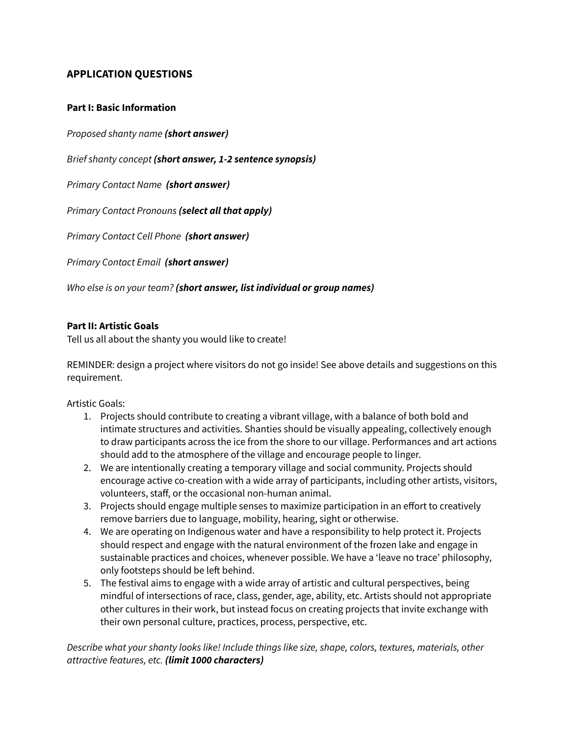## APPLICATION QUESTIONS

### Part I: Basic Information

*Proposed shanty name* ***(short answer)***

*Brief shanty concept* ***(short answer, 1-2 sentence synopsis)***

*Primary Contact Name* ***(short answer)***

*Primary Contact Pronouns* ***(select all that apply)***

*Primary Contact Cell Phone* ***(short answer)***

*Primary Contact Email* ***(short answer)***

*Who else is on your team?* ***(short answer, list individual or group names)***

### Part II: Artistic Goals

Tell us all about the shanty you would like to create!

REMINDER: design a project where visitors do not go inside! See above details and suggestions on this requirement.

Artistic Goals:

1. Projects should contribute to creating a vibrant village, with a balance of both bold and intimate structures and activities. Shanties should be visually appealing, collectively enough to draw participants across the ice from the shore to our village. Performances and art actions should add to the atmosphere of the village and encourage people to linger.
2. We are intentionally creating a temporary village and social community. Projects should encourage active co-creation with a wide array of participants, including other artists, visitors, volunteers, staff, or the occasional non-human animal.
3. Projects should engage multiple senses to maximize participation in an effort to creatively remove barriers due to language, mobility, hearing, sight or otherwise.
4. We are operating on Indigenous water and have a responsibility to help protect it. Projects should respect and engage with the natural environment of the frozen lake and engage in sustainable practices and choices, whenever possible. We have a 'leave no trace' philosophy, only footsteps should be left behind.
5. The festival aims to engage with a wide array of artistic and cultural perspectives, being mindful of intersections of race, class, gender, age, ability, etc. Artists should not appropriate other cultures in their work, but instead focus on creating projects that invite exchange with their own personal culture, practices, process, perspective, etc.

*Describe what your shanty looks like! Include things like size, shape, colors, textures, materials, other attractive features, etc.* ***(limit 1000 characters)***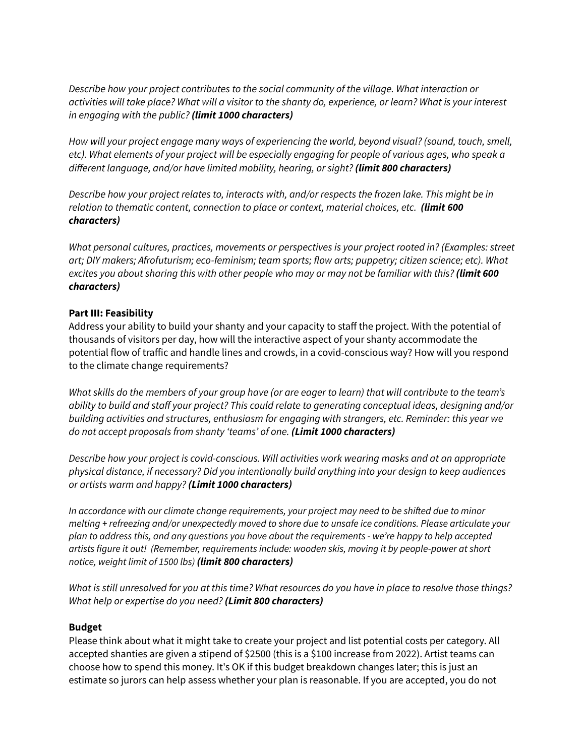*Describe how your project contributes to the social community of the village. What interaction or activities will take place? What will a visitor to the shanty do, experience, or learn? What is your interest in engaging with the public?* ***(limit 1000 characters)***

*How will your project engage many ways of experiencing the world, beyond visual? (sound, touch, smell, etc). What elements of your project will be especially engaging for people of various ages, who speak a different language, and/or have limited mobility, hearing, or sight?* ***(limit 800 characters)***

*Describe how your project relates to, interacts with, and/or respects the frozen lake. This might be in relation to thematic content, connection to place or context, material choices, etc.* ***(limit 600 characters)***

*What personal cultures, practices, movements or perspectives is your project rooted in? (Examples: street art; DIY makers; Afrofuturism; eco-feminism; team sports; flow arts; puppetry; citizen science; etc). What excites you about sharing this with other people who may or may not be familiar with this?* ***(limit 600 characters)***

**Part III: Feasibility**

Address your ability to build your shanty and your capacity to staff the project. With the potential of thousands of visitors per day, how will the interactive aspect of your shanty accommodate the potential flow of traffic and handle lines and crowds, in a covid-conscious way? How will you respond to the climate change requirements?

*What skills do the members of your group have (or are eager to learn) that will contribute to the team's ability to build and staff your project? This could relate to generating conceptual ideas, designing and/or building activities and structures, enthusiasm for engaging with strangers, etc. Reminder: this year we do not accept proposals from shanty 'teams' of one.* ***(Limit 1000 characters)***

*Describe how your project is covid-conscious. Will activities work wearing masks and at an appropriate physical distance, if necessary? Did you intentionally build anything into your design to keep audiences or artists warm and happy?* ***(Limit 1000 characters)***

*In accordance with our climate change requirements, your project may need to be shifted due to minor melting + refreezing and/or unexpectedly moved to shore due to unsafe ice conditions. Please articulate your plan to address this, and any questions you have about the requirements - we're happy to help accepted artists figure it out! (Remember, requirements include: wooden skis, moving it by people-power at short notice, weight limit of 1500 lbs)* ***(limit 800 characters)***

*What is still unresolved for you at this time? What resources do you have in place to resolve those things? What help or expertise do you need?* ***(Limit 800 characters)***

**Budget**

Please think about what it might take to create your project and list potential costs per category. All accepted shanties are given a stipend of $2500 (this is a $100 increase from 2022). Artist teams can choose how to spend this money. It's OK if this budget breakdown changes later; this is just an estimate so jurors can help assess whether your plan is reasonable. If you are accepted, you do not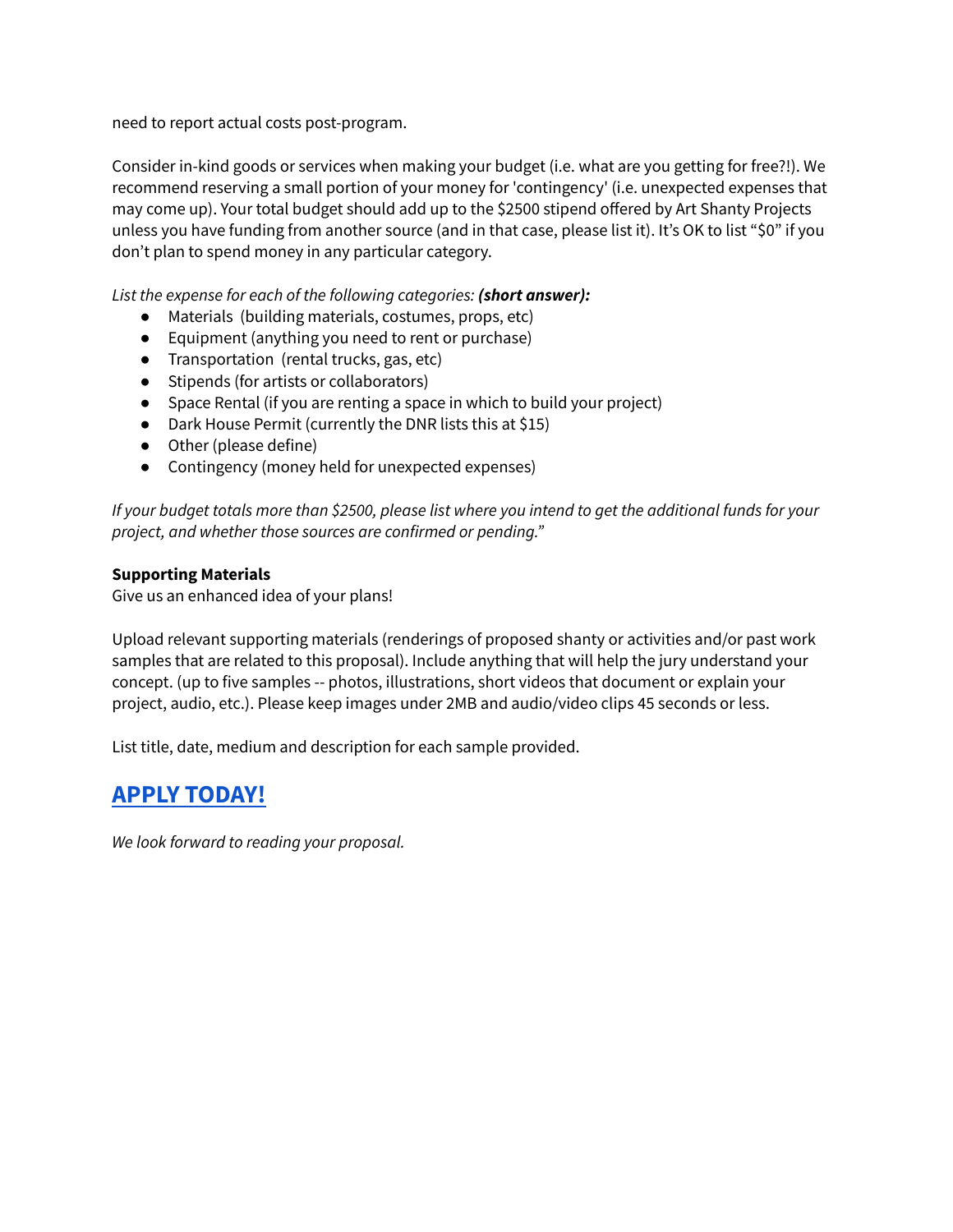need to report actual costs post-program.

Consider in-kind goods or services when making your budget (i.e. what are you getting for free?!). We recommend reserving a small portion of your money for 'contingency' (i.e. unexpected expenses that may come up). Your total budget should add up to the $2500 stipend offered by Art Shanty Projects unless you have funding from another source (and in that case, please list it). It's OK to list "$0" if you don't plan to spend money in any particular category.

*List the expense for each of the following categories: **(short answer):***

- Materials (building materials, costumes, props, etc)
- Equipment (anything you need to rent or purchase)
- Transportation (rental trucks, gas, etc)
- Stipends (for artists or collaborators)
- Space Rental (if you are renting a space in which to build your project)
- Dark House Permit (currently the DNR lists this at $15)
- Other (please define)
- Contingency (money held for unexpected expenses)

*If your budget totals more than $2500, please list where you intend to get the additional funds for your project, and whether those sources are confirmed or pending."*

**Supporting Materials**

Give us an enhanced idea of your plans!

Upload relevant supporting materials (renderings of proposed shanty or activities and/or past work samples that are related to this proposal). Include anything that will help the jury understand your concept. (up to five samples -- photos, illustrations, short videos that document or explain your project, audio, etc.). Please keep images under 2MB and audio/video clips 45 seconds or less.

List title, date, medium and description for each sample provided.

## APPLY TODAY!

*We look forward to reading your proposal.*